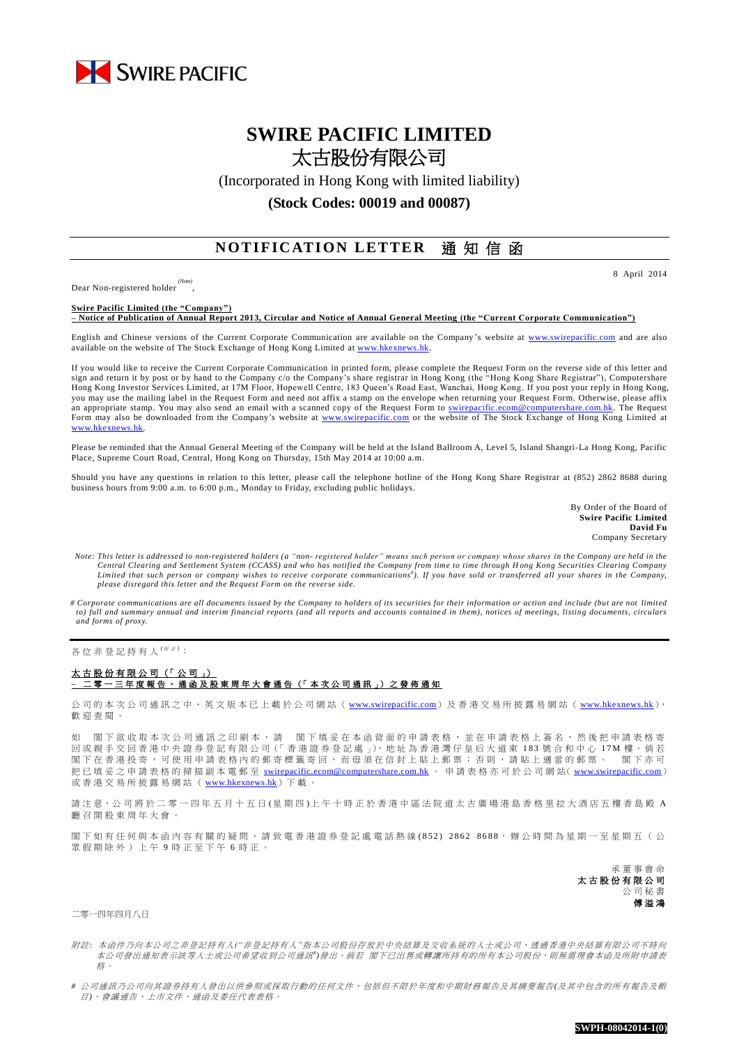SWIRE PACIFIC

# SWIRE PACIFIC LIMITED
# 太古股份有限公司

(Incorporated in Hong Kong with limited liability)

**(Stock Codes: 00019 and 00087)**

## NOTIFICATION LETTER 通知信函

8 April 2014

Dear Non-registered holder[(Note)],

**Swire Pacific Limited (the "Company")**
**– Notice of Publication of Annual Report 2013, Circular and Notice of Annual General Meeting (the "Current Corporate Communication")**

English and Chinese versions of the Current Corporate Communication are available on the Company's website at www.swirepacific.com and are also available on the website of The Stock Exchange of Hong Kong Limited at www.hkexnews.hk.

If you would like to receive the Current Corporate Communication in printed form, please complete the Request Form on the reverse side of this letter and sign and return it by post or by hand to the Company c/o the Company's share registrar in Hong Kong (the "Hong Kong Share Registrar"), Computershare Hong Kong Investor Services Limited, at 17M Floor, Hopewell Centre, 183 Queen's Road East, Wanchai, Hong Kong. If you post your reply in Hong Kong, you may use the mailing label in the Request Form and need not affix a stamp on the envelope when returning your Request Form. Otherwise, please affix an appropriate stamp. You may also send an email with a scanned copy of the Request Form to swirepacific.ecom@computershare.com.hk. The Request Form may also be downloaded from the Company's website at www.swirepacific.com or the website of The Stock Exchange of Hong Kong Limited at www.hkexnews.hk.

Please be reminded that the Annual General Meeting of the Company will be held at the Island Ballroom A, Level 5, Island Shangri-La Hong Kong, Pacific Place, Supreme Court Road, Central, Hong Kong on Thursday, 15th May 2014 at 10:00 a.m.

Should you have any questions in relation to this letter, please call the telephone hotline of the Hong Kong Share Registrar at (852) 2862 8688 during business hours from 9:00 a.m. to 6:00 p.m., Monday to Friday, excluding public holidays.

By Order of the Board of
**Swire Pacific Limited**
**David Fu**
Company Secretary

*Note: This letter is addressed to non-registered holders (a "non- registered holder" means such person or company whose shares in the Company are held in the Central Clearing and Settlement System (CCASS) and who has notified the Company from time to time through Hong Kong Securities Clearing Company Limited that such person or company wishes to receive corporate communications#). If you have sold or transferred all your shares in the Company, please disregard this letter and the Request Form on the reverse side.*

*# Corporate communications are all documents issued by the Company to holders of its securities for their information or action and include (but are not limited to) full and summary annual and interim financial reports (and all reports and accounts contained in them), notices of meetings, listing documents, circulars and forms of proxy.*

---

各位非登記持有人[(附註)]：

**太古股份有限公司（「公司」）**
**– 二零一三年度報告、通函及股東周年大會通告（「本次公司通訊」）之發佈通知**

公司的本次公司通訊之中、英文版本已上載於公司網站（www.swirepacific.com）及香港交易所披露易網站（www.hkexnews.hk），歡迎查閱。

如 閣下欲收取本次公司通訊之印刷本，請 閣下填妥在本函背面的申請表格，並在申請表格上簽名，然後把申請表格寄回或親手交回香港中央證券登記有限公司(「香港證券登記處」)，地址為香港灣仔皇后大道東183號合和中心17M樓。倘若閣下在香港投寄，可使用申請表格內的郵寄標籤寄回，而毋須在信封上貼上郵票；否則，請貼上適當的郵票。 閣下亦可把已填妥之申請表格的掃描副本電郵至 swirepacific.ecom@computershare.com.hk。申請表格亦可於公司網站(www.swirepacific.com)或香港交易所披露易網站（www.hkexnews.hk）下載。

請注意，公司將於二零一四年五月十五日(星期四)上午十時正於香港中區法院道太古廣場港島香格里拉大酒店五樓香島殿A廳召開股東周年大會。

閣下如有任何與本函內容有關的疑問，請致電香港證券登記處電話熱線(852) 2862 8688，辦公時間為星期一至星期五（公眾假期除外）上午9時正至下午6時正。

承董事會命
**太古股份有限公司**
公司秘書
**傅溢鴻**

二零一四年四月八日

*附註: 本函件乃向本公司之非登記持有人("非登記持有人"指本公司股份存放於中央結算及交收系統的人士或公司，透過香港中央結算有限公司不時向本公司發出通知表示該等人士或公司希望收到公司通訊#)發出。倘若 閣下已出售或轉讓所持有的所有本公司股份，則無需理會本函及所附申請表格。*

*# 公司通訊乃公司向其證券持有人發出以供參照或採取行動的任何文件，包括但不限於年度和中期財務報告及其摘要報告(及其中包含的所有報告及帳目)、會議通告、上市文件、通函及委任代表表格。*

SWPH-08042014-1(0)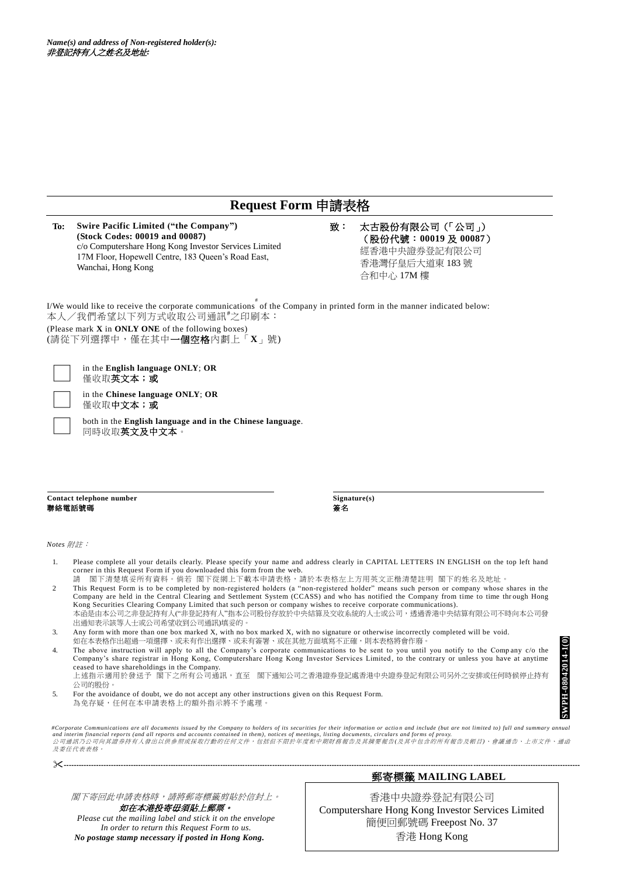***Name(s) and address of Non-registered holder(s):***
***非登記持有人之姓名及地址:***

# Request Form 申請表格

**To:** **Swire Pacific Limited ("the Company")**
**(Stock Codes: 00019 and 00087)**
c/o Computershare Hong Kong Investor Services Limited
17M Floor, Hopewell Centre, 183 Queen's Road East,
Wanchai, Hong Kong

**致：** **太古股份有限公司（「公司」）**
**（股份代號：00019 及 00087）**
經香港中央證券登記有限公司
香港灣仔皇后大道東 183 號
合和中心 17M 樓

I/We would like to receive the corporate communications# of the Company in printed form in the manner indicated below:
本人／我們希望以下列方式收取公司通訊#之印刷本：
(Please mark **X** in **ONLY ONE** of the following boxes)
(請從下列選擇中，僅在其中**一個空格**內劃上「**X**」號)

☐ in the **English language ONLY**; **OR**
僅收取**英文本；或**

☐ in the **Chinese language ONLY**; **OR**
僅收取**中文本；或**

☐ both in the **English language and in the Chinese language**.
同時收取**英文及中文本**。

**Contact telephone number**
**聯絡電話號碼**

**Signature(s)**
**簽名**

*Notes 附註：*

1. Please complete all your details clearly. Please specify your name and address clearly in CAPITAL LETTERS IN ENGLISH on the top left hand corner in this Request Form if you downloaded this form from the web.
請 閣下清楚填妥所有資料。倘若 閣下從網上下載本申請表格，請於本表格左上方用英文正楷清楚註明 閣下的姓名及地址。
2. This Request Form is to be completed by non-registered holders (a "non-registered holder" means such person or company whose shares in the Company are held in the Central Clearing and Settlement System (CCASS) and who has notified the Company from time to time through Hong Kong Securities Clearing Company Limited that such person or company wishes to receive corporate communications).
本函是由本公司之非登記持有人("非登記持有人"指本公司股份存放於中央結算及交收系統的人士或公司，透過香港中央結算有限公司不時向本公司發出通知表示該等人士或公司希望收到公司通訊)填妥的。
3. Any form with more than one box marked X, with no box marked X, with no signature or otherwise incorrectly completed will be void.
如在本表格作出超過一項選擇、或未有作出選擇、或未有簽署、或在其他方面填寫不正確，則本表格將會作廢。
4. The above instruction will apply to all the Company's corporate communications to be sent to you until you notify to the Company c/o the Company's share registrar in Hong Kong, Computershare Hong Kong Investor Services Limited, to the contrary or unless you have at anytime ceased to have shareholdings in the Company.
上述指示適用於發送予 閣下之所有公司通訊，直至 閣下通知公司之香港證券登記處香港中央證券登記有限公司另外之安排或任何時候停止持有公司的股份。
5. For the avoidance of doubt, we do not accept any other instructions given on this Request Form.
為免存疑，任何在本申請表格上的額外指示將不予處理。

SWPH-08042014-1(0)

*#Corporate Communications are all documents issued by the Company to holders of its securities for their information or action and include (but are not limited to) full and summary annual and interim financial reports (and all reports and accounts contained in them), notices of meetings, listing documents, circulars and forms of proxy.*
*公司通訊乃公司向其證券持有人發出以供參照或採取行動的任何文件，包括但不限於年度和中期財務報告及其摘要報告(及其中包含的所有報告及帳目)、會議通告、上市文件、通函及委任代表表格。*

✂-----------------------------------------------------------------------------------------------------------

*閣下寄回此申請表格時，請將郵寄標籤剪貼於信封上。*
***如在本港投寄毋須貼上郵票。***
*Please cut the mailing label and stick it on the envelope*
*In order to return this Request Form to us.*
***No postage stamp necessary if posted in Hong Kong.***

**郵寄標籤 MAILING LABEL**

香港中央證券登記有限公司
Computershare Hong Kong Investor Services Limited
簡便回郵號碼 Freepost No. 37
香港 Hong Kong